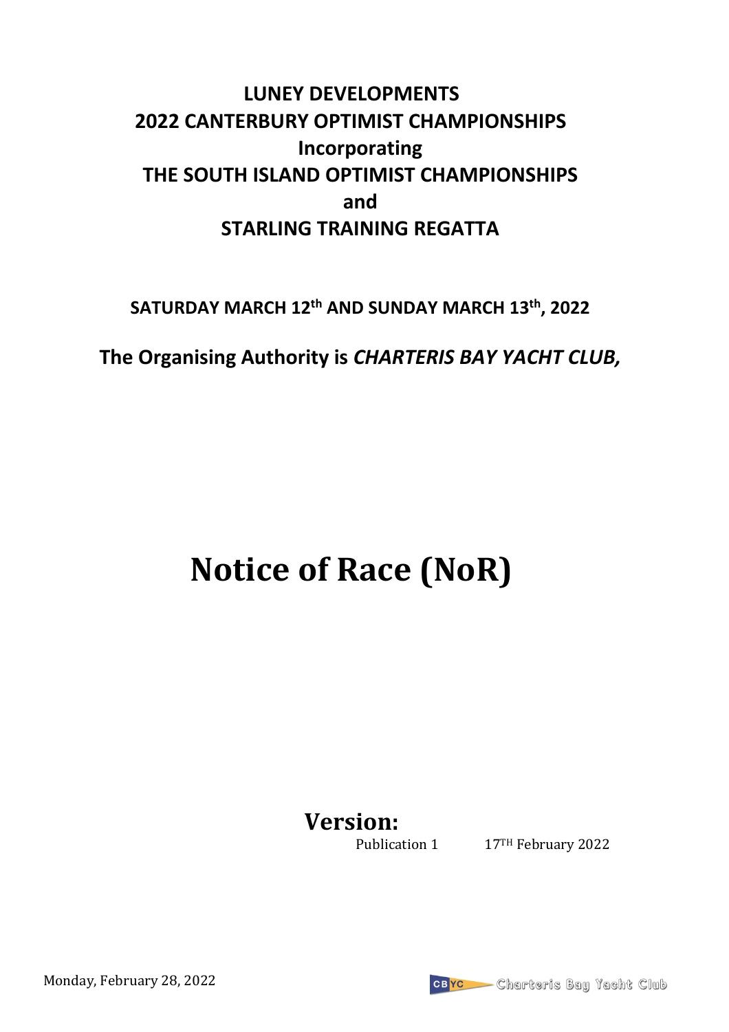# LUNEY DEVELOPMENTS
# 2022 CANTERBURY OPTIMIST CHAMPIONSHIPS
# Incorporating
# THE SOUTH ISLAND OPTIMIST CHAMPIONSHIPS
# and
# STARLING TRAINING REGATTA

**SATURDAY MARCH 12th AND SUNDAY MARCH 13th, 2022**

**The Organising Authority is *CHARTERIS BAY YACHT CLUB,***

# Notice of Race (NoR)

## Version:

Publication 1 17TH February 2022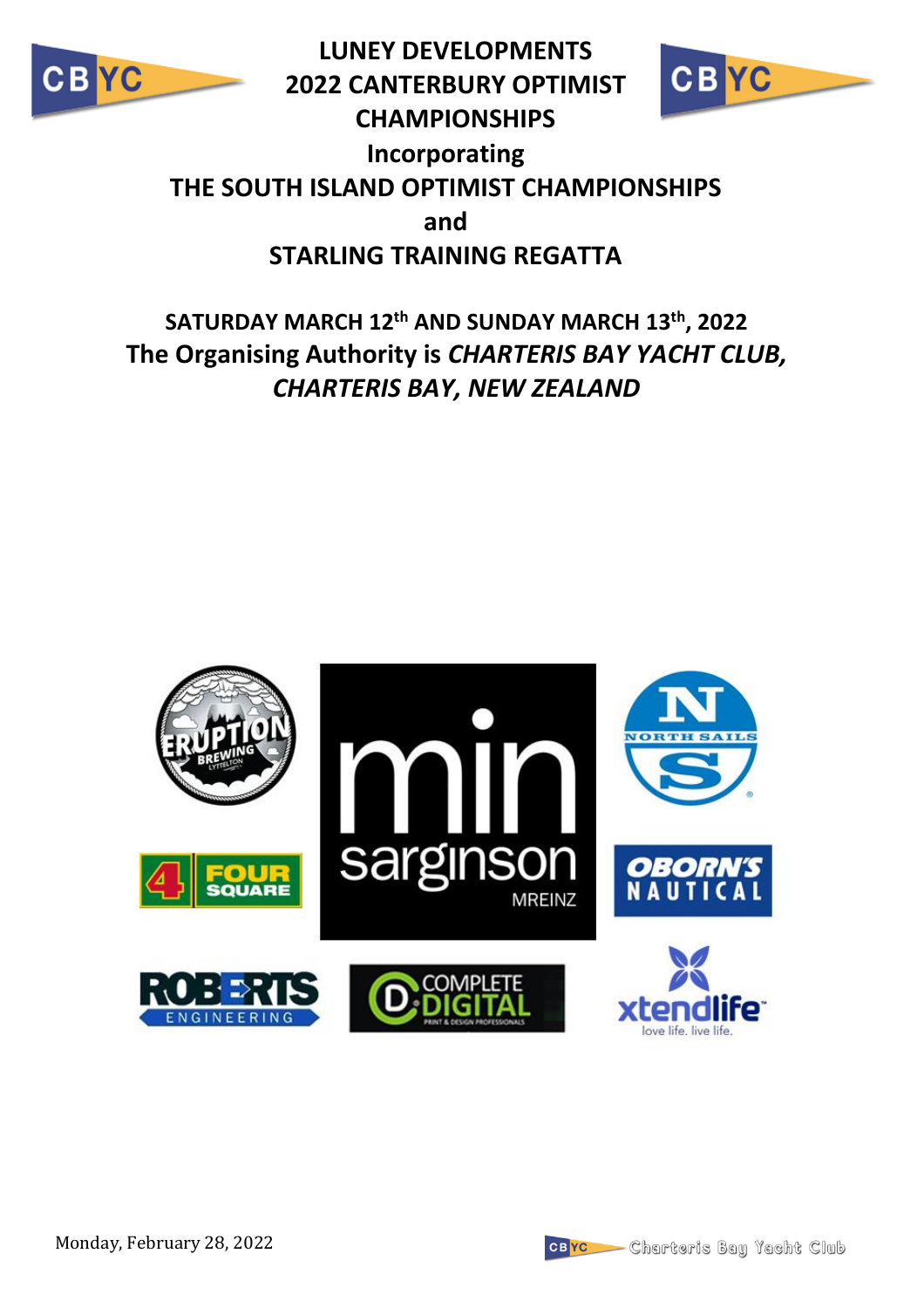# LUNEY DEVELOPMENTS 2022 CANTERBURY OPTIMIST CHAMPIONSHIPS

## Incorporating

## THE SOUTH ISLAND OPTIMIST CHAMPIONSHIPS

## and

## STARLING TRAINING REGATTA

**SATURDAY MARCH 12th AND SUNDAY MARCH 13th, 2022**

**The Organising Authority is *CHARTERIS BAY YACHT CLUB, CHARTERIS BAY, NEW ZEALAND***

Monday, February 28, 2022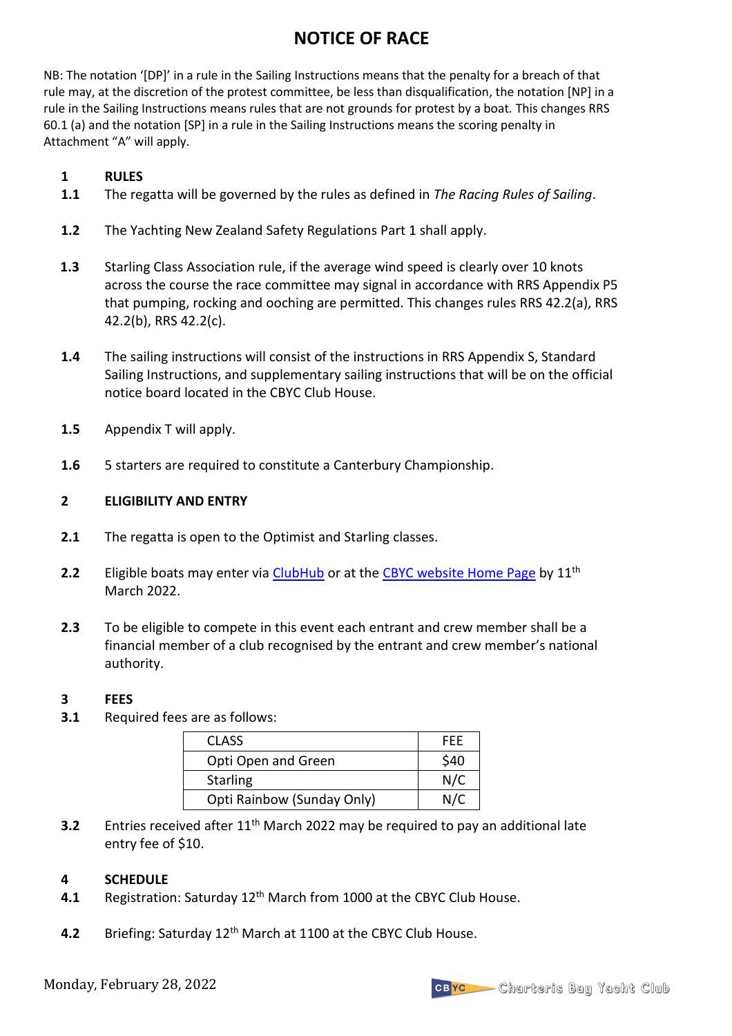# NOTICE OF RACE

NB: The notation '[DP]' in a rule in the Sailing Instructions means that the penalty for a breach of that rule may, at the discretion of the protest committee, be less than disqualification, the notation [NP] in a rule in the Sailing Instructions means rules that are not grounds for protest by a boat. This changes RRS 60.1 (a) and the notation [SP] in a rule in the Sailing Instructions means the scoring penalty in Attachment "A" will apply.

**1 RULES**

**1.1** The regatta will be governed by the rules as defined in *The Racing Rules of Sailing*.

**1.2** The Yachting New Zealand Safety Regulations Part 1 shall apply.

**1.3** Starling Class Association rule, if the average wind speed is clearly over 10 knots across the course the race committee may signal in accordance with RRS Appendix P5 that pumping, rocking and ooching are permitted. This changes rules RRS 42.2(a), RRS 42.2(b), RRS 42.2(c).

**1.4** The sailing instructions will consist of the instructions in RRS Appendix S, Standard Sailing Instructions, and supplementary sailing instructions that will be on the official notice board located in the CBYC Club House.

**1.5** Appendix T will apply.

**1.6** 5 starters are required to constitute a Canterbury Championship.

**2 ELIGIBILITY AND ENTRY**

**2.1** The regatta is open to the Optimist and Starling classes.

**2.2** Eligible boats may enter via ClubHub or at the CBYC website Home Page by 11th March 2022.

**2.3** To be eligible to compete in this event each entrant and crew member shall be a financial member of a club recognised by the entrant and crew member's national authority.

**3 FEES**

**3.1** Required fees are as follows:

| CLASS | FEE |
|---|---|
| Opti Open and Green | $40 |
| Starling | N/C |
| Opti Rainbow (Sunday Only) | N/C |

**3.2** Entries received after 11th March 2022 may be required to pay an additional late entry fee of $10.

**4 SCHEDULE**

**4.1** Registration: Saturday 12th March from 1000 at the CBYC Club House.

**4.2** Briefing: Saturday 12th March at 1100 at the CBYC Club House.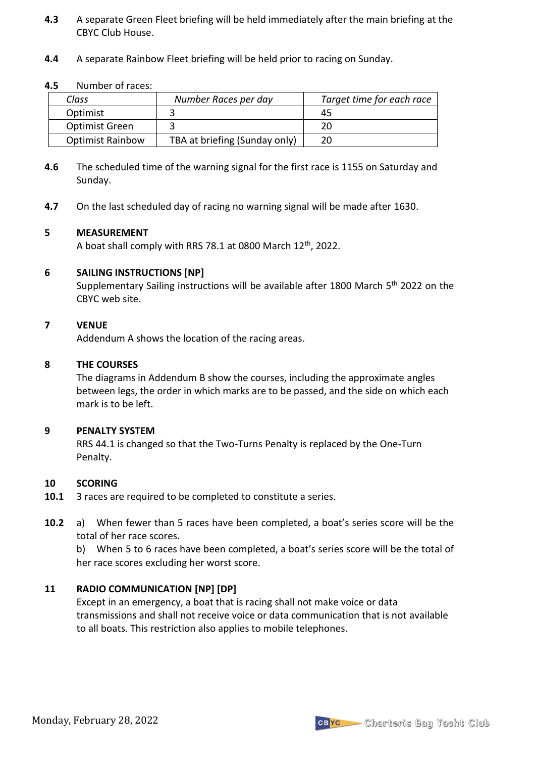**4.3** A separate Green Fleet briefing will be held immediately after the main briefing at the CBYC Club House.

**4.4** A separate Rainbow Fleet briefing will be held prior to racing on Sunday.

**4.5** Number of races:

| *Class* | *Number Races per day* | *Target time for each race* |
|---|---|---|
| Optimist | 3 | 45 |
| Optimist Green | 3 | 20 |
| Optimist Rainbow | TBA at briefing (Sunday only) | 20 |

**4.6** The scheduled time of the warning signal for the first race is 1155 on Saturday and Sunday.

**4.7** On the last scheduled day of racing no warning signal will be made after 1630.

## 5 MEASUREMENT

A boat shall comply with RRS 78.1 at 0800 March 12th, 2022.

## 6 SAILING INSTRUCTIONS [NP]

Supplementary Sailing instructions will be available after 1800 March 5th 2022 on the CBYC web site.

## 7 VENUE

Addendum A shows the location of the racing areas.

## 8 THE COURSES

The diagrams in Addendum B show the courses, including the approximate angles between legs, the order in which marks are to be passed, and the side on which each mark is to be left.

## 9 PENALTY SYSTEM

RRS 44.1 is changed so that the Two-Turns Penalty is replaced by the One-Turn Penalty.

## 10 SCORING

**10.1** 3 races are required to be completed to constitute a series.

**10.2** a) When fewer than 5 races have been completed, a boat's series score will be the total of her race scores.

b) When 5 to 6 races have been completed, a boat's series score will be the total of her race scores excluding her worst score.

## 11 RADIO COMMUNICATION [NP] [DP]

Except in an emergency, a boat that is racing shall not make voice or data transmissions and shall not receive voice or data communication that is not available to all boats. This restriction also applies to mobile telephones.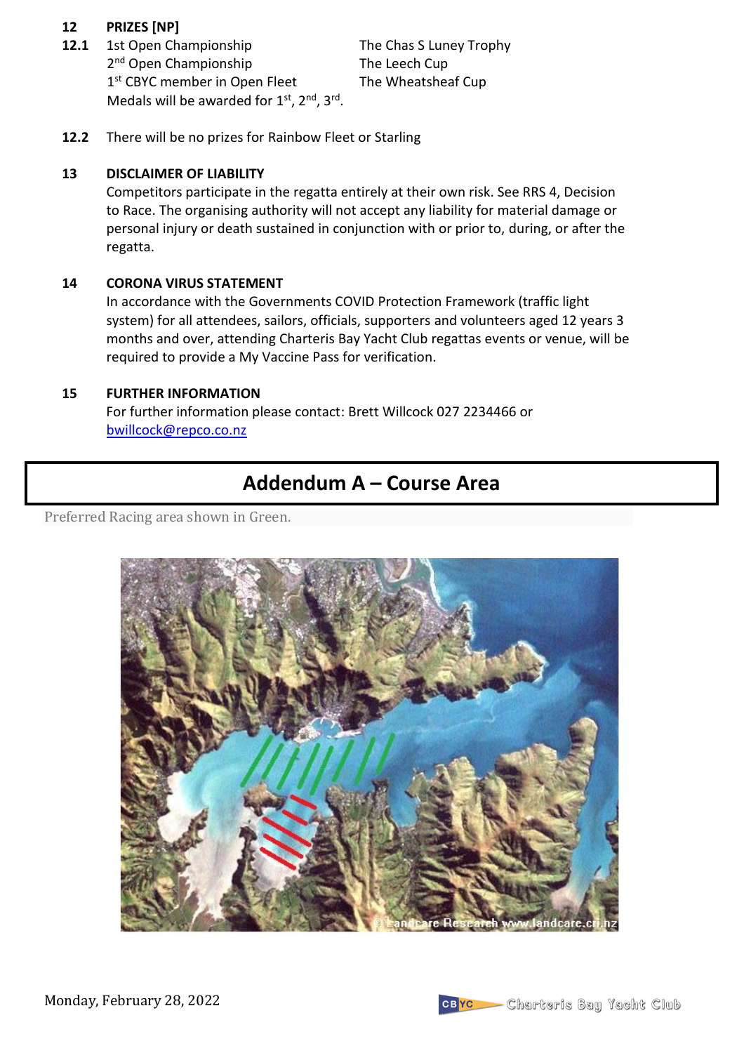## 12 PRIZES [NP]

**12.1**

| | |
|---|---|
| 1st Open Championship | The Chas S Luney Trophy |
| 2nd Open Championship | The Leech Cup |
| 1st CBYC member in Open Fleet | The Wheatsheaf Cup |

Medals will be awarded for 1st, 2nd, 3rd.

**12.2** There will be no prizes for Rainbow Fleet or Starling

## 13 DISCLAIMER OF LIABILITY

Competitors participate in the regatta entirely at their own risk. See RRS 4, Decision to Race. The organising authority will not accept any liability for material damage or personal injury or death sustained in conjunction with or prior to, during, or after the regatta.

## 14 CORONA VIRUS STATEMENT

In accordance with the Governments COVID Protection Framework (traffic light system) for all attendees, sailors, officials, supporters and volunteers aged 12 years 3 months and over, attending Charteris Bay Yacht Club regattas events or venue, will be required to provide a My Vaccine Pass for verification.

## 15 FURTHER INFORMATION

For further information please contact: Brett Willcock 027 2234466 or bwillcock@repco.co.nz

# Addendum A – Course Area

Preferred Racing area shown in Green.

© Landcare Research www.landcare.cri.nz

Monday, February 28, 2022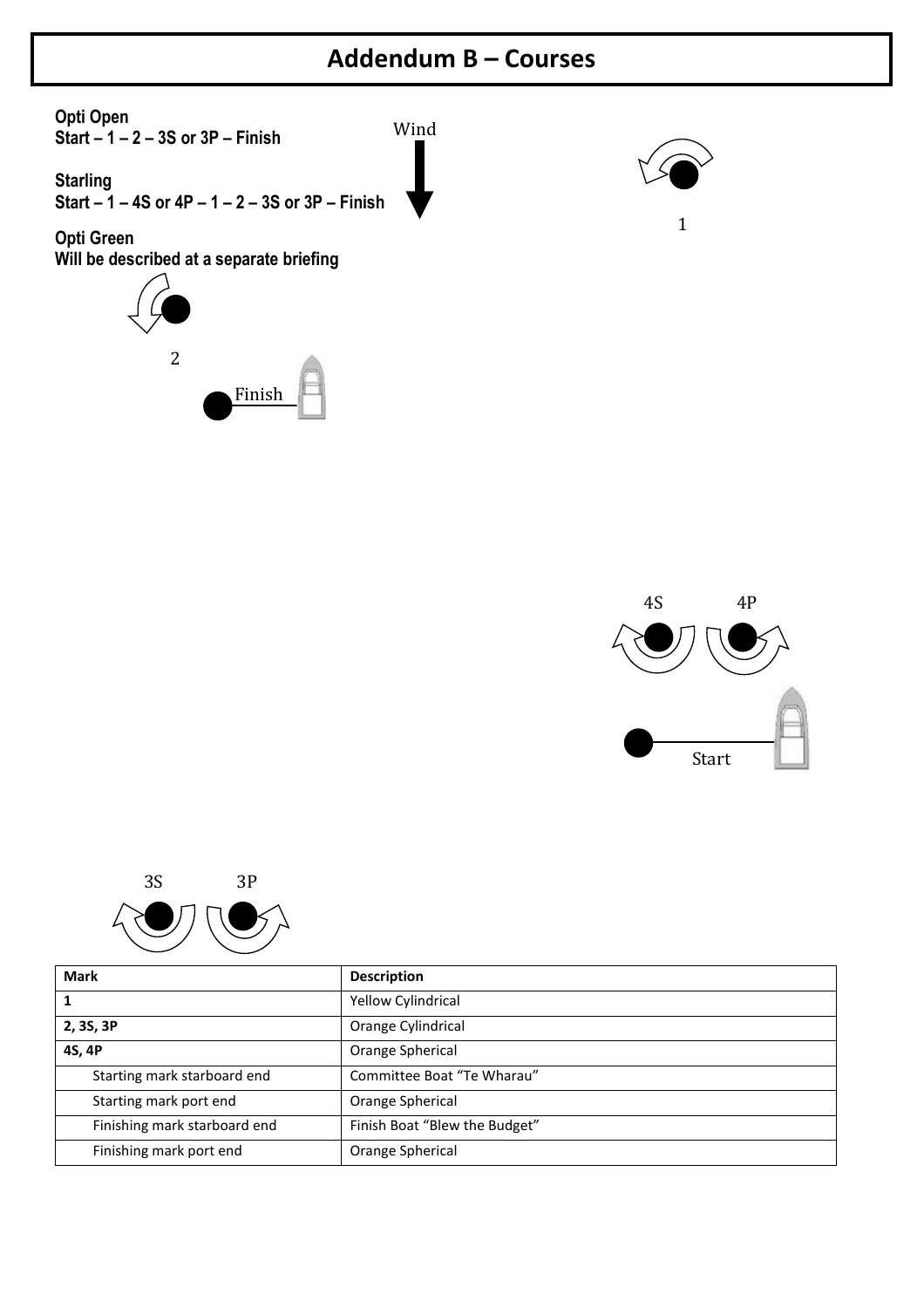# Addendum B – Courses

**Opti Open**
**Start – 1 – 2 – 3S or 3P – Finish**

**Starling**
**Start – 1 – 4S or 4P – 1 – 2 – 3S or 3P – Finish**

**Opti Green**
**Will be described at a separate briefing**

Wind

1

2

Finish

4S 4P

Start

3S 3P

| Mark | Description |
|---|---|
| 1 | Yellow Cylindrical |
| 2, 3S, 3P | Orange Cylindrical |
| 4S, 4P | Orange Spherical |
| Starting mark starboard end | Committee Boat "Te Wharau" |
| Starting mark port end | Orange Spherical |
| Finishing mark starboard end | Finish Boat "Blew the Budget" |
| Finishing mark port end | Orange Spherical |